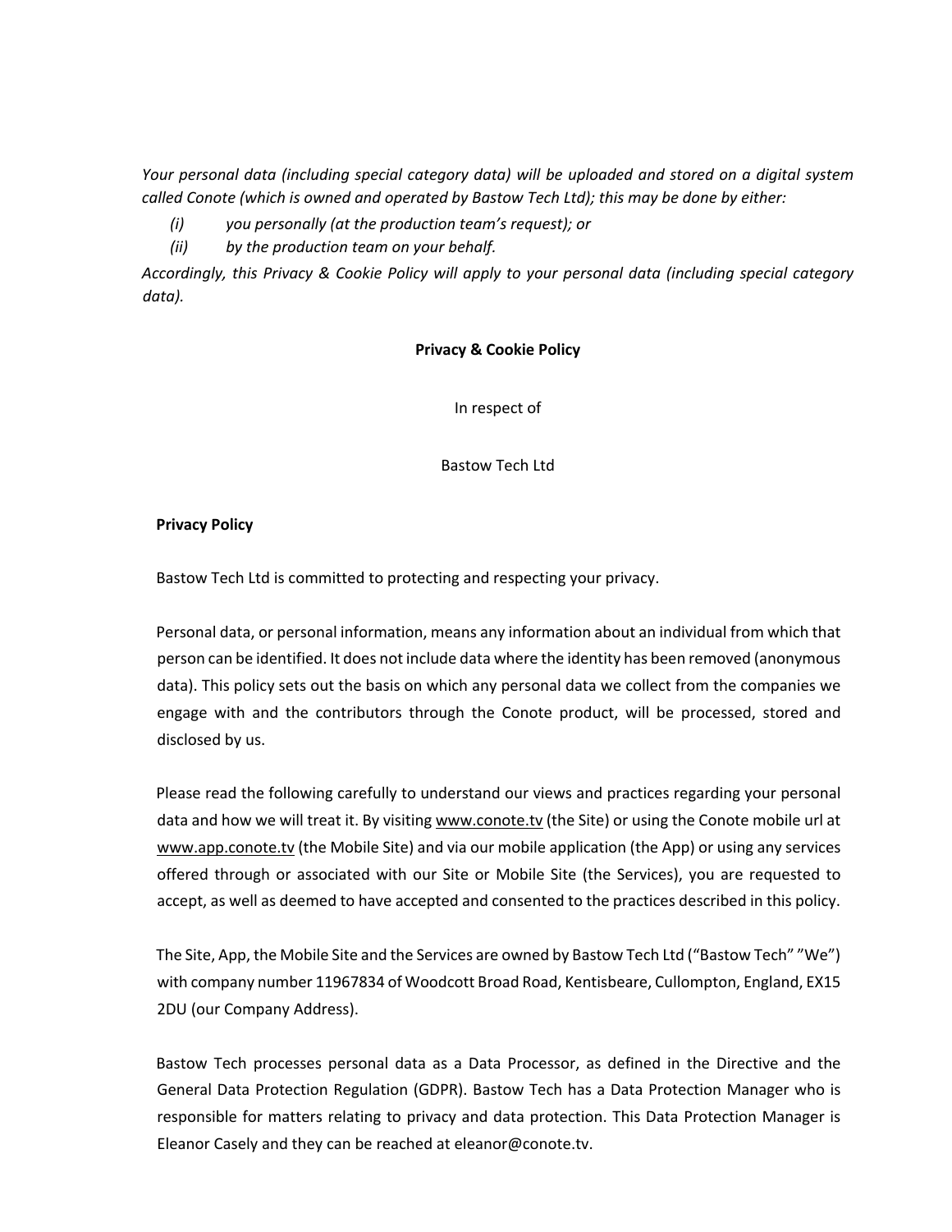*Your personal data (including special category data) will be uploaded and stored on a digital system called Conote (which is owned and operated by Bastow Tech Ltd); this may be done by either:*

*(i) you personally (at the production team's request); or*

*(ii) by the production team on your behalf.*

*Accordingly, this Privacy & Cookie Policy will apply to your personal data (including special category data).*

**Privacy & Cookie Policy**

In respect of

Bastow Tech Ltd

**Privacy Policy**

Bastow Tech Ltd is committed to protecting and respecting your privacy.

Personal data, or personal information, means any information about an individual from which that person can be identified. It does not include data where the identity has been removed (anonymous data). This policy sets out the basis on which any personal data we collect from the companies we engage with and the contributors through the Conote product, will be processed, stored and disclosed by us.

Please read the following carefully to understand our views and practices regarding your personal data and how we will treat it. By visiting www.conote.tv (the Site) or using the Conote mobile url at www.app.conote.tv (the Mobile Site) and via our mobile application (the App) or using any services offered through or associated with our Site or Mobile Site (the Services), you are requested to accept, as well as deemed to have accepted and consented to the practices described in this policy.

The Site, App, the Mobile Site and the Services are owned by Bastow Tech Ltd ("Bastow Tech" "We") with company number 11967834 of Woodcott Broad Road, Kentisbeare, Cullompton, England, EX15 2DU (our Company Address).

Bastow Tech processes personal data as a Data Processor, as defined in the Directive and the General Data Protection Regulation (GDPR). Bastow Tech has a Data Protection Manager who is responsible for matters relating to privacy and data protection. This Data Protection Manager is Eleanor Casely and they can be reached at eleanor@conote.tv.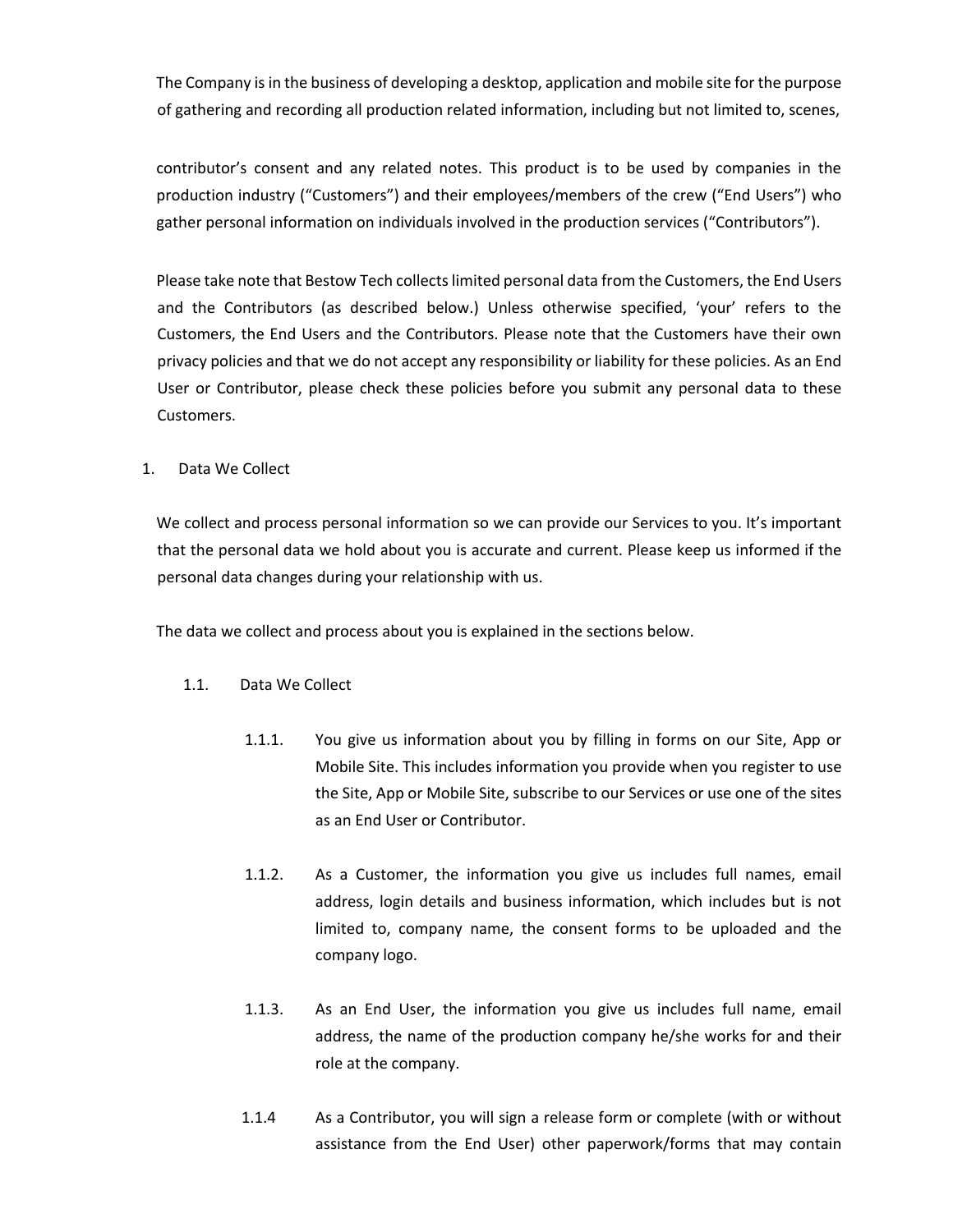The Company is in the business of developing a desktop, application and mobile site for the purpose of gathering and recording all production related information, including but not limited to, scenes,

contributor's consent and any related notes. This product is to be used by companies in the production industry ("Customers") and their employees/members of the crew ("End Users") who gather personal information on individuals involved in the production services ("Contributors").

Please take note that Bestow Tech collects limited personal data from the Customers, the End Users and the Contributors (as described below.) Unless otherwise specified, 'your' refers to the Customers, the End Users and the Contributors. Please note that the Customers have their own privacy policies and that we do not accept any responsibility or liability for these policies. As an End User or Contributor, please check these policies before you submit any personal data to these Customers.

## 1. Data We Collect

We collect and process personal information so we can provide our Services to you. It's important that the personal data we hold about you is accurate and current. Please keep us informed if the personal data changes during your relationship with us.

The data we collect and process about you is explained in the sections below.

### 1.1. Data We Collect

1.1.1. You give us information about you by filling in forms on our Site, App or Mobile Site. This includes information you provide when you register to use the Site, App or Mobile Site, subscribe to our Services or use one of the sites as an End User or Contributor.

1.1.2. As a Customer, the information you give us includes full names, email address, login details and business information, which includes but is not limited to, company name, the consent forms to be uploaded and the company logo.

1.1.3. As an End User, the information you give us includes full name, email address, the name of the production company he/she works for and their role at the company.

1.1.4 As a Contributor, you will sign a release form or complete (with or without assistance from the End User) other paperwork/forms that may contain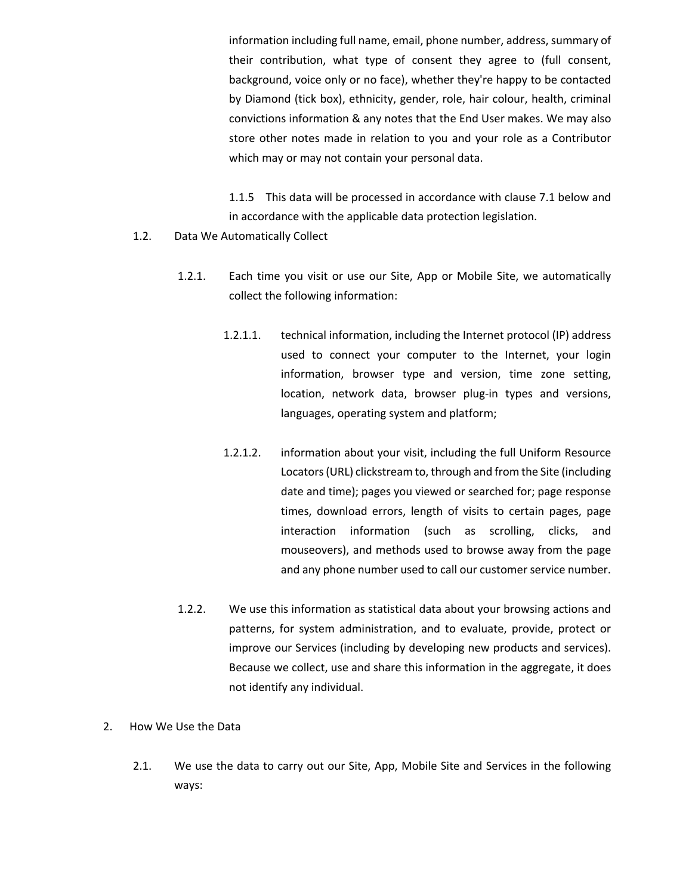information including full name, email, phone number, address, summary of their contribution, what type of consent they agree to (full consent, background, voice only or no face), whether they're happy to be contacted by Diamond (tick box), ethnicity, gender, role, hair colour, health, criminal convictions information & any notes that the End User makes. We may also store other notes made in relation to you and your role as a Contributor which may or may not contain your personal data.

1.1.5 This data will be processed in accordance with clause 7.1 below and in accordance with the applicable data protection legislation.

1.2. Data We Automatically Collect

1.2.1. Each time you visit or use our Site, App or Mobile Site, we automatically collect the following information:

1.2.1.1. technical information, including the Internet protocol (IP) address used to connect your computer to the Internet, your login information, browser type and version, time zone setting, location, network data, browser plug-in types and versions, languages, operating system and platform;

1.2.1.2. information about your visit, including the full Uniform Resource Locators (URL) clickstream to, through and from the Site (including date and time); pages you viewed or searched for; page response times, download errors, length of visits to certain pages, page interaction information (such as scrolling, clicks, and mouseovers), and methods used to browse away from the page and any phone number used to call our customer service number.

1.2.2. We use this information as statistical data about your browsing actions and patterns, for system administration, and to evaluate, provide, protect or improve our Services (including by developing new products and services). Because we collect, use and share this information in the aggregate, it does not identify any individual.

2. How We Use the Data

2.1. We use the data to carry out our Site, App, Mobile Site and Services in the following ways: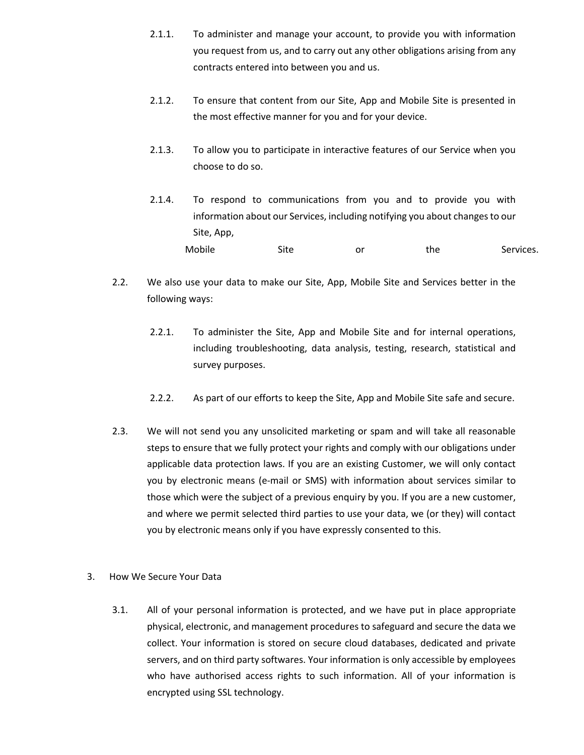2.1.1. To administer and manage your account, to provide you with information you request from us, and to carry out any other obligations arising from any contracts entered into between you and us.

2.1.2. To ensure that content from our Site, App and Mobile Site is presented in the most effective manner for you and for your device.

2.1.3. To allow you to participate in interactive features of our Service when you choose to do so.

2.1.4. To respond to communications from you and to provide you with information about our Services, including notifying you about changes to our Site, App, Mobile Site or the Services.

2.2. We also use your data to make our Site, App, Mobile Site and Services better in the following ways:

2.2.1. To administer the Site, App and Mobile Site and for internal operations, including troubleshooting, data analysis, testing, research, statistical and survey purposes.

2.2.2. As part of our efforts to keep the Site, App and Mobile Site safe and secure.

2.3. We will not send you any unsolicited marketing or spam and will take all reasonable steps to ensure that we fully protect your rights and comply with our obligations under applicable data protection laws. If you are an existing Customer, we will only contact you by electronic means (e-mail or SMS) with information about services similar to those which were the subject of a previous enquiry by you. If you are a new customer, and where we permit selected third parties to use your data, we (or they) will contact you by electronic means only if you have expressly consented to this.

3. How We Secure Your Data

3.1. All of your personal information is protected, and we have put in place appropriate physical, electronic, and management procedures to safeguard and secure the data we collect. Your information is stored on secure cloud databases, dedicated and private servers, and on third party softwares. Your information is only accessible by employees who have authorised access rights to such information. All of your information is encrypted using SSL technology.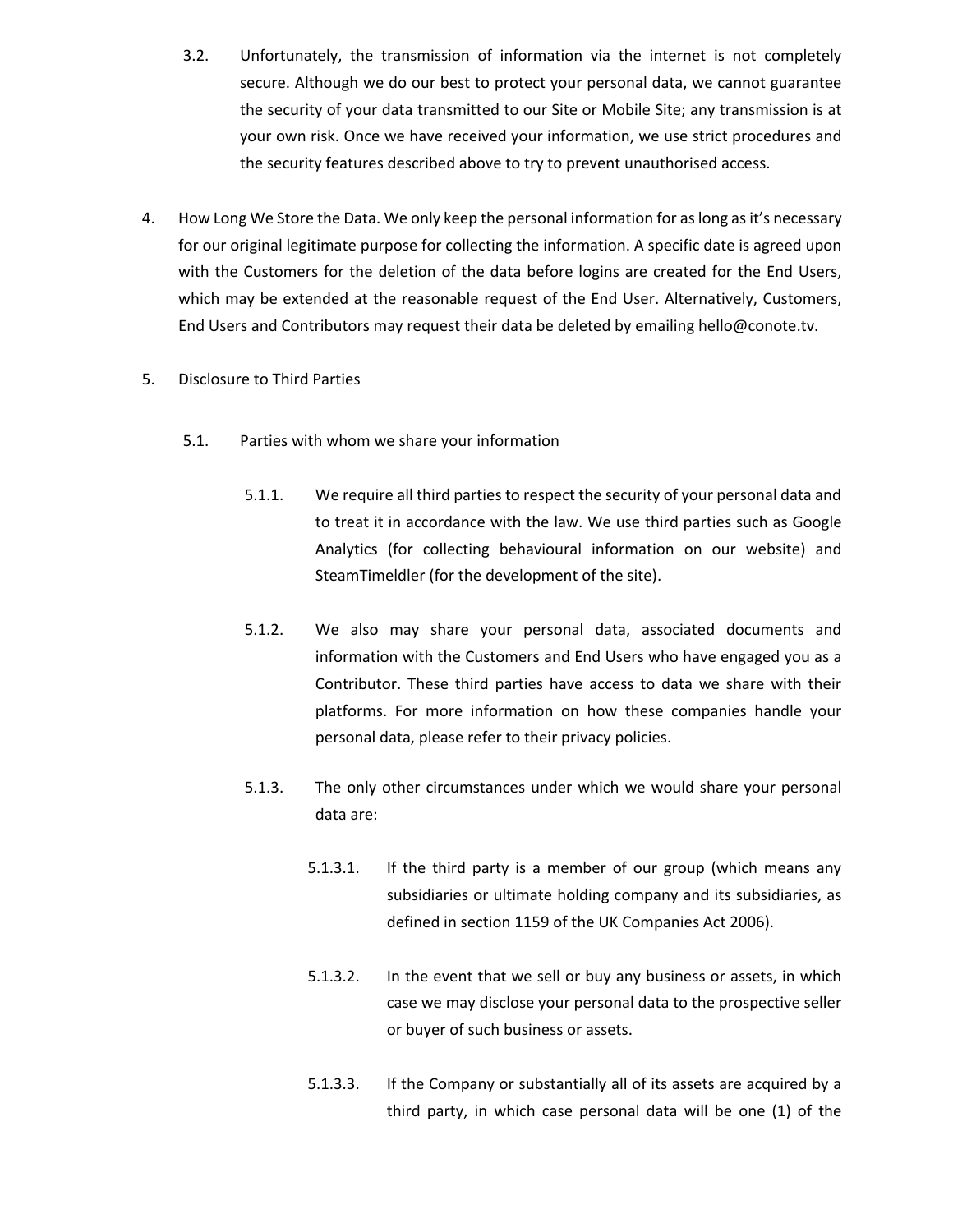3.2. Unfortunately, the transmission of information via the internet is not completely secure. Although we do our best to protect your personal data, we cannot guarantee the security of your data transmitted to our Site or Mobile Site; any transmission is at your own risk. Once we have received your information, we use strict procedures and the security features described above to try to prevent unauthorised access.

4. How Long We Store the Data. We only keep the personal information for as long as it's necessary for our original legitimate purpose for collecting the information. A specific date is agreed upon with the Customers for the deletion of the data before logins are created for the End Users, which may be extended at the reasonable request of the End User. Alternatively, Customers, End Users and Contributors may request their data be deleted by emailing hello@conote.tv.

5. Disclosure to Third Parties

5.1. Parties with whom we share your information

5.1.1. We require all third parties to respect the security of your personal data and to treat it in accordance with the law. We use third parties such as Google Analytics (for collecting behavioural information on our website) and SteamTimeIdler (for the development of the site).

5.1.2. We also may share your personal data, associated documents and information with the Customers and End Users who have engaged you as a Contributor. These third parties have access to data we share with their platforms. For more information on how these companies handle your personal data, please refer to their privacy policies.

5.1.3. The only other circumstances under which we would share your personal data are:

5.1.3.1. If the third party is a member of our group (which means any subsidiaries or ultimate holding company and its subsidiaries, as defined in section 1159 of the UK Companies Act 2006).

5.1.3.2. In the event that we sell or buy any business or assets, in which case we may disclose your personal data to the prospective seller or buyer of such business or assets.

5.1.3.3. If the Company or substantially all of its assets are acquired by a third party, in which case personal data will be one (1) of the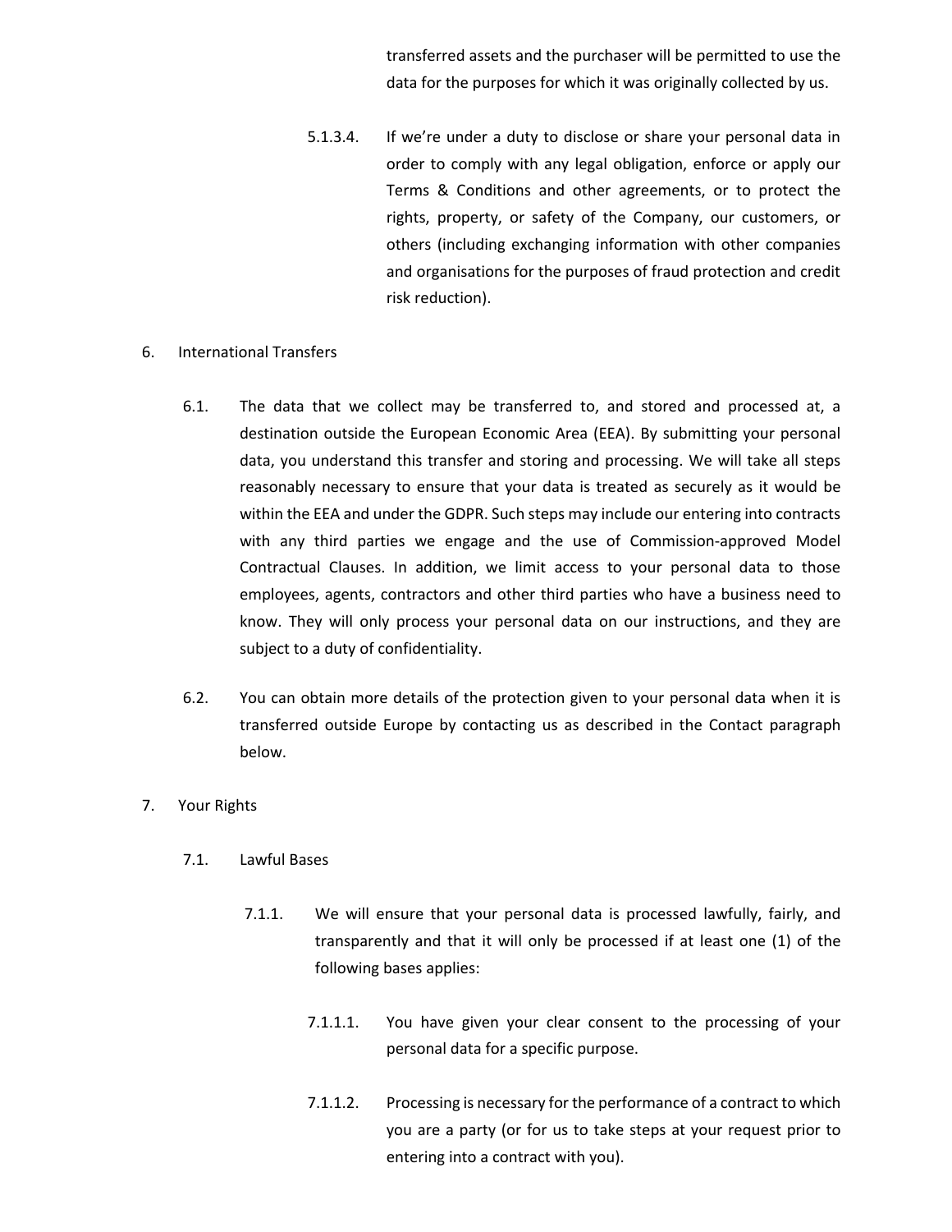transferred assets and the purchaser will be permitted to use the data for the purposes for which it was originally collected by us.

5.1.3.4. If we're under a duty to disclose or share your personal data in order to comply with any legal obligation, enforce or apply our Terms & Conditions and other agreements, or to protect the rights, property, or safety of the Company, our customers, or others (including exchanging information with other companies and organisations for the purposes of fraud protection and credit risk reduction).

6. International Transfers

6.1. The data that we collect may be transferred to, and stored and processed at, a destination outside the European Economic Area (EEA). By submitting your personal data, you understand this transfer and storing and processing. We will take all steps reasonably necessary to ensure that your data is treated as securely as it would be within the EEA and under the GDPR. Such steps may include our entering into contracts with any third parties we engage and the use of Commission-approved Model Contractual Clauses. In addition, we limit access to your personal data to those employees, agents, contractors and other third parties who have a business need to know. They will only process your personal data on our instructions, and they are subject to a duty of confidentiality.

6.2. You can obtain more details of the protection given to your personal data when it is transferred outside Europe by contacting us as described in the Contact paragraph below.

7. Your Rights

7.1. Lawful Bases

7.1.1. We will ensure that your personal data is processed lawfully, fairly, and transparently and that it will only be processed if at least one (1) of the following bases applies:

7.1.1.1. You have given your clear consent to the processing of your personal data for a specific purpose.

7.1.1.2. Processing is necessary for the performance of a contract to which you are a party (or for us to take steps at your request prior to entering into a contract with you).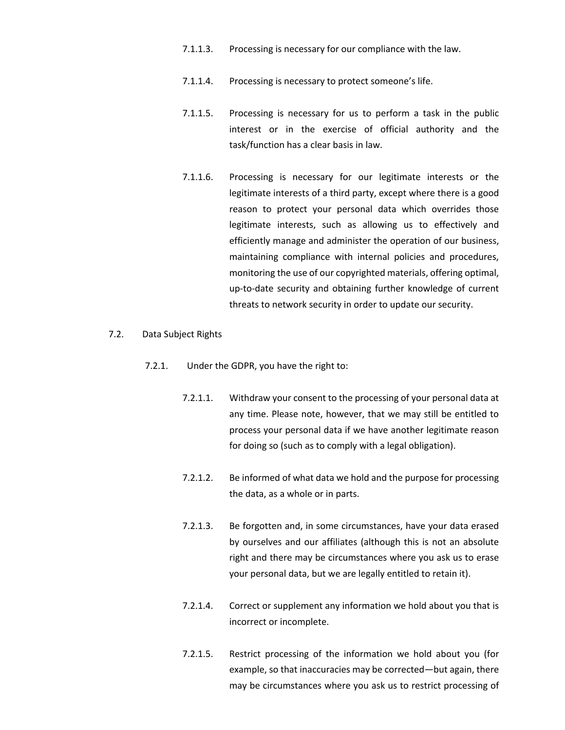7.1.1.3. Processing is necessary for our compliance with the law.

7.1.1.4. Processing is necessary to protect someone's life.

7.1.1.5. Processing is necessary for us to perform a task in the public interest or in the exercise of official authority and the task/function has a clear basis in law.

7.1.1.6. Processing is necessary for our legitimate interests or the legitimate interests of a third party, except where there is a good reason to protect your personal data which overrides those legitimate interests, such as allowing us to effectively and efficiently manage and administer the operation of our business, maintaining compliance with internal policies and procedures, monitoring the use of our copyrighted materials, offering optimal, up-to-date security and obtaining further knowledge of current threats to network security in order to update our security.

7.2. Data Subject Rights

7.2.1. Under the GDPR, you have the right to:

7.2.1.1. Withdraw your consent to the processing of your personal data at any time. Please note, however, that we may still be entitled to process your personal data if we have another legitimate reason for doing so (such as to comply with a legal obligation).

7.2.1.2. Be informed of what data we hold and the purpose for processing the data, as a whole or in parts.

7.2.1.3. Be forgotten and, in some circumstances, have your data erased by ourselves and our affiliates (although this is not an absolute right and there may be circumstances where you ask us to erase your personal data, but we are legally entitled to retain it).

7.2.1.4. Correct or supplement any information we hold about you that is incorrect or incomplete.

7.2.1.5. Restrict processing of the information we hold about you (for example, so that inaccuracies may be corrected—but again, there may be circumstances where you ask us to restrict processing of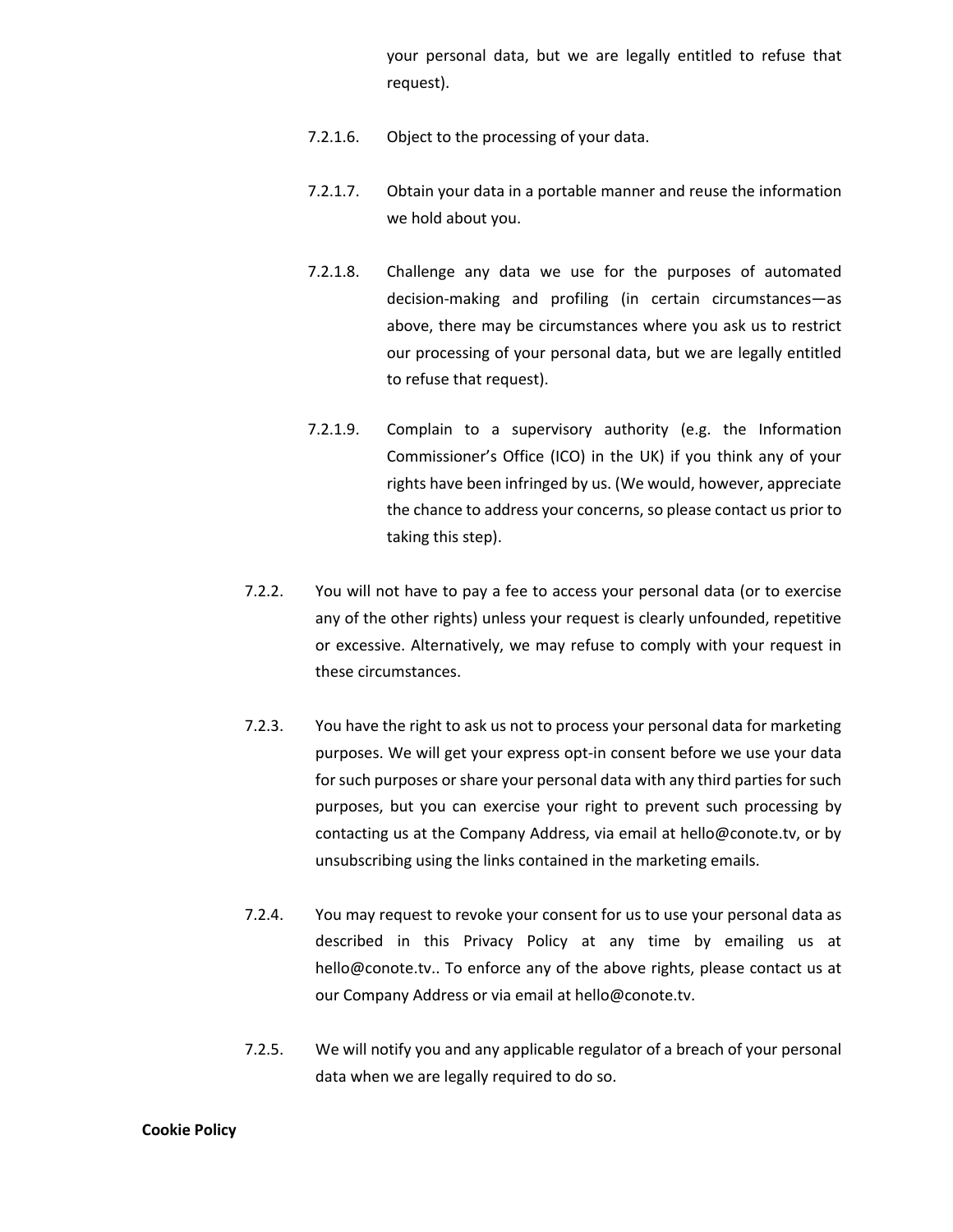your personal data, but we are legally entitled to refuse that request).

7.2.1.6. Object to the processing of your data.

7.2.1.7. Obtain your data in a portable manner and reuse the information we hold about you.

7.2.1.8. Challenge any data we use for the purposes of automated decision-making and profiling (in certain circumstances—as above, there may be circumstances where you ask us to restrict our processing of your personal data, but we are legally entitled to refuse that request).

7.2.1.9. Complain to a supervisory authority (e.g. the Information Commissioner's Office (ICO) in the UK) if you think any of your rights have been infringed by us. (We would, however, appreciate the chance to address your concerns, so please contact us prior to taking this step).

7.2.2. You will not have to pay a fee to access your personal data (or to exercise any of the other rights) unless your request is clearly unfounded, repetitive or excessive. Alternatively, we may refuse to comply with your request in these circumstances.

7.2.3. You have the right to ask us not to process your personal data for marketing purposes. We will get your express opt-in consent before we use your data for such purposes or share your personal data with any third parties for such purposes, but you can exercise your right to prevent such processing by contacting us at the Company Address, via email at hello@conote.tv, or by unsubscribing using the links contained in the marketing emails.

7.2.4. You may request to revoke your consent for us to use your personal data as described in this Privacy Policy at any time by emailing us at hello@conote.tv.. To enforce any of the above rights, please contact us at our Company Address or via email at hello@conote.tv.

7.2.5. We will notify you and any applicable regulator of a breach of your personal data when we are legally required to do so.

**Cookie Policy**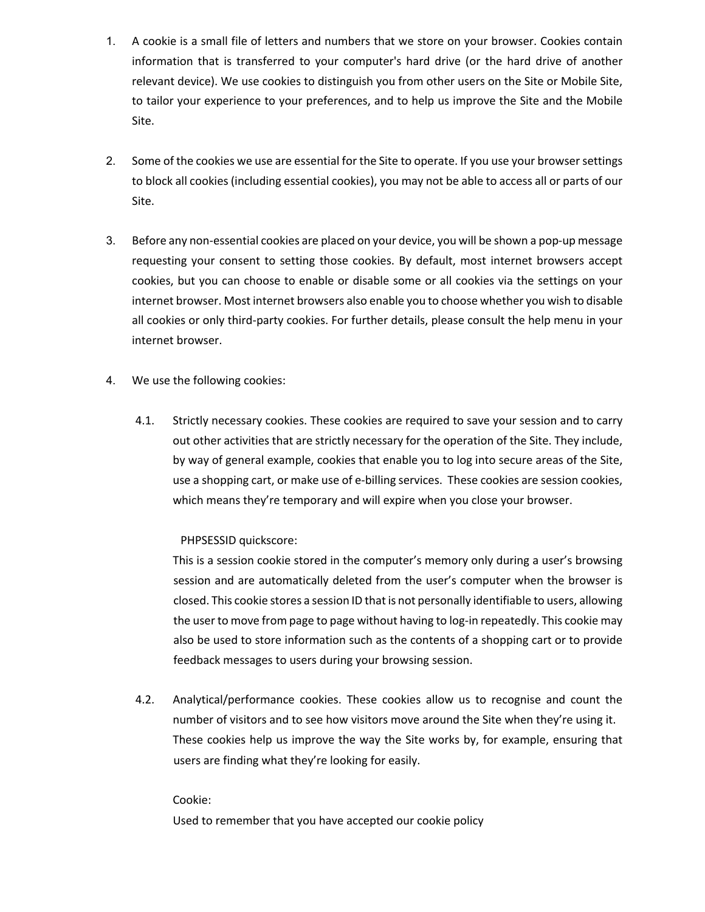1. A cookie is a small file of letters and numbers that we store on your browser. Cookies contain information that is transferred to your computer's hard drive (or the hard drive of another relevant device). We use cookies to distinguish you from other users on the Site or Mobile Site, to tailor your experience to your preferences, and to help us improve the Site and the Mobile Site.

2. Some of the cookies we use are essential for the Site to operate. If you use your browser settings to block all cookies (including essential cookies), you may not be able to access all or parts of our Site.

3. Before any non-essential cookies are placed on your device, you will be shown a pop-up message requesting your consent to setting those cookies. By default, most internet browsers accept cookies, but you can choose to enable or disable some or all cookies via the settings on your internet browser. Most internet browsers also enable you to choose whether you wish to disable all cookies or only third-party cookies. For further details, please consult the help menu in your internet browser.

4. We use the following cookies:

   4.1. Strictly necessary cookies. These cookies are required to save your session and to carry out other activities that are strictly necessary for the operation of the Site. They include, by way of general example, cookies that enable you to log into secure areas of the Site, use a shopping cart, or make use of e-billing services. These cookies are session cookies, which means they're temporary and will expire when you close your browser.

   PHPSESSID quickscore:
   This is a session cookie stored in the computer's memory only during a user's browsing session and are automatically deleted from the user's computer when the browser is closed. This cookie stores a session ID that is not personally identifiable to users, allowing the user to move from page to page without having to log-in repeatedly. This cookie may also be used to store information such as the contents of a shopping cart or to provide feedback messages to users during your browsing session.

   4.2. Analytical/performance cookies. These cookies allow us to recognise and count the number of visitors and to see how visitors move around the Site when they're using it. These cookies help us improve the way the Site works by, for example, ensuring that users are finding what they're looking for easily.

   Cookie:
   Used to remember that you have accepted our cookie policy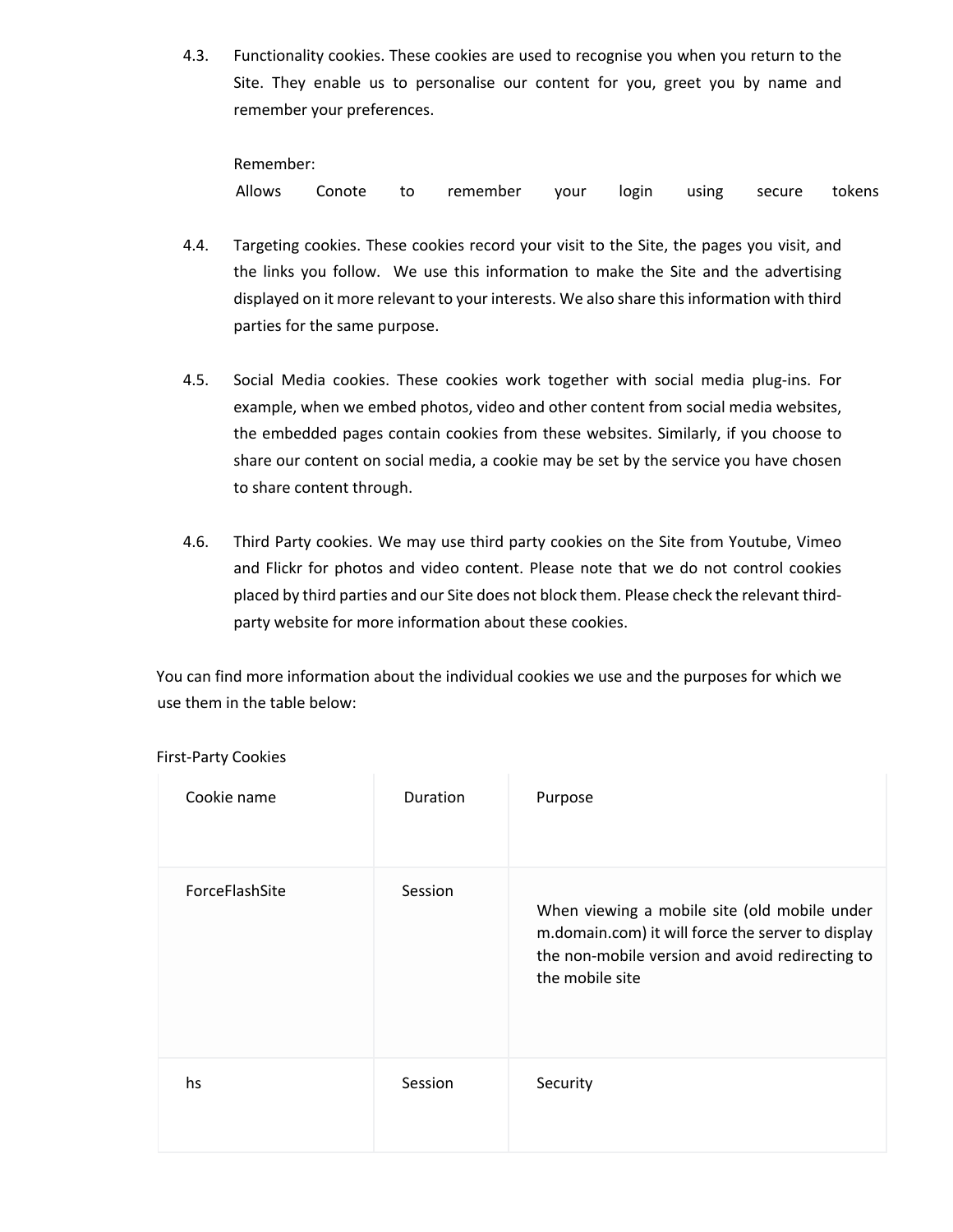4.3. Functionality cookies. These cookies are used to recognise you when you return to the Site. They enable us to personalise our content for you, greet you by name and remember your preferences.

Remember:
Allows Conote to remember your login using secure tokens

4.4. Targeting cookies. These cookies record your visit to the Site, the pages you visit, and the links you follow. We use this information to make the Site and the advertising displayed on it more relevant to your interests. We also share this information with third parties for the same purpose.

4.5. Social Media cookies. These cookies work together with social media plug-ins. For example, when we embed photos, video and other content from social media websites, the embedded pages contain cookies from these websites. Similarly, if you choose to share our content on social media, a cookie may be set by the service you have chosen to share content through.

4.6. Third Party cookies. We may use third party cookies on the Site from Youtube, Vimeo and Flickr for photos and video content. Please note that we do not control cookies placed by third parties and our Site does not block them. Please check the relevant third-party website for more information about these cookies.

You can find more information about the individual cookies we use and the purposes for which we use them in the table below:

First-Party Cookies

| Cookie name | Duration | Purpose |
|---|---|---|
| ForceFlashSite | Session | When viewing a mobile site (old mobile under m.domain.com) it will force the server to display the non-mobile version and avoid redirecting to the mobile site |
| hs | Session | Security |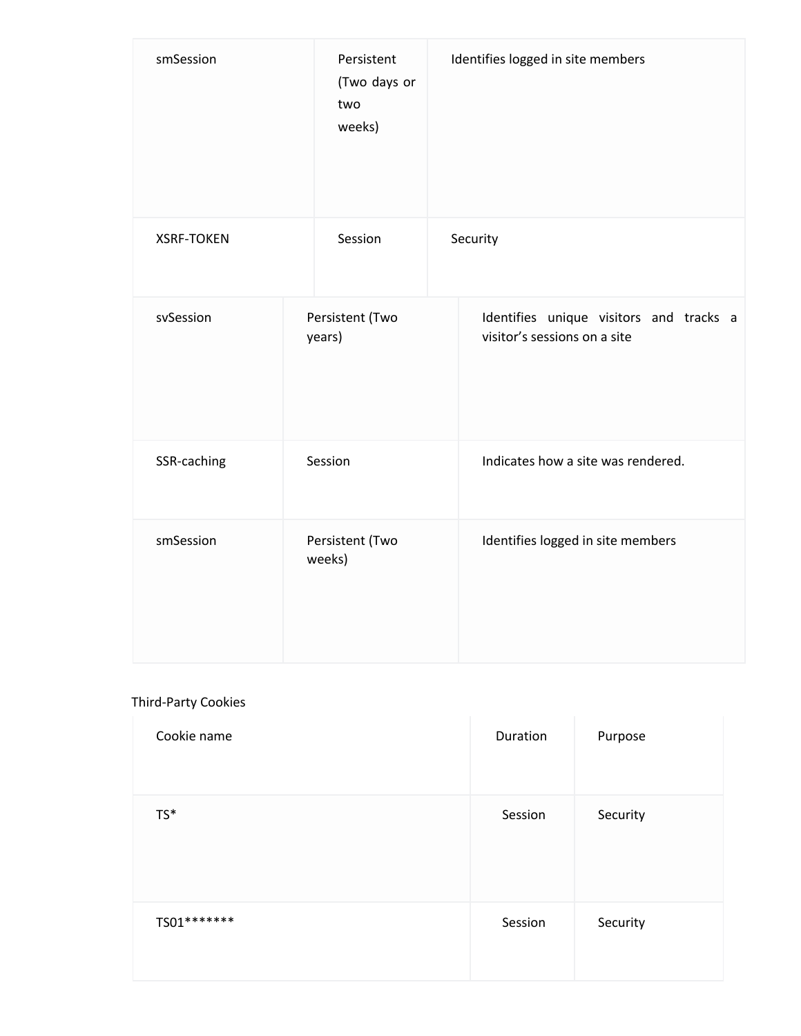| | | |
|---|---|---|
| smSession | Persistent (Two days or two weeks) | Identifies logged in site members |
| XSRF-TOKEN | Session | Security |
| svSession | Persistent (Two years) | Identifies unique visitors and tracks a visitor’s sessions on a site |
| SSR-caching | Session | Indicates how a site was rendered. |
| smSession | Persistent (Two weeks) | Identifies logged in site members |

Third-Party Cookies

| Cookie name | Duration | Purpose |
|---|---|---|
| TS* | Session | Security |
| TS01******* | Session | Security |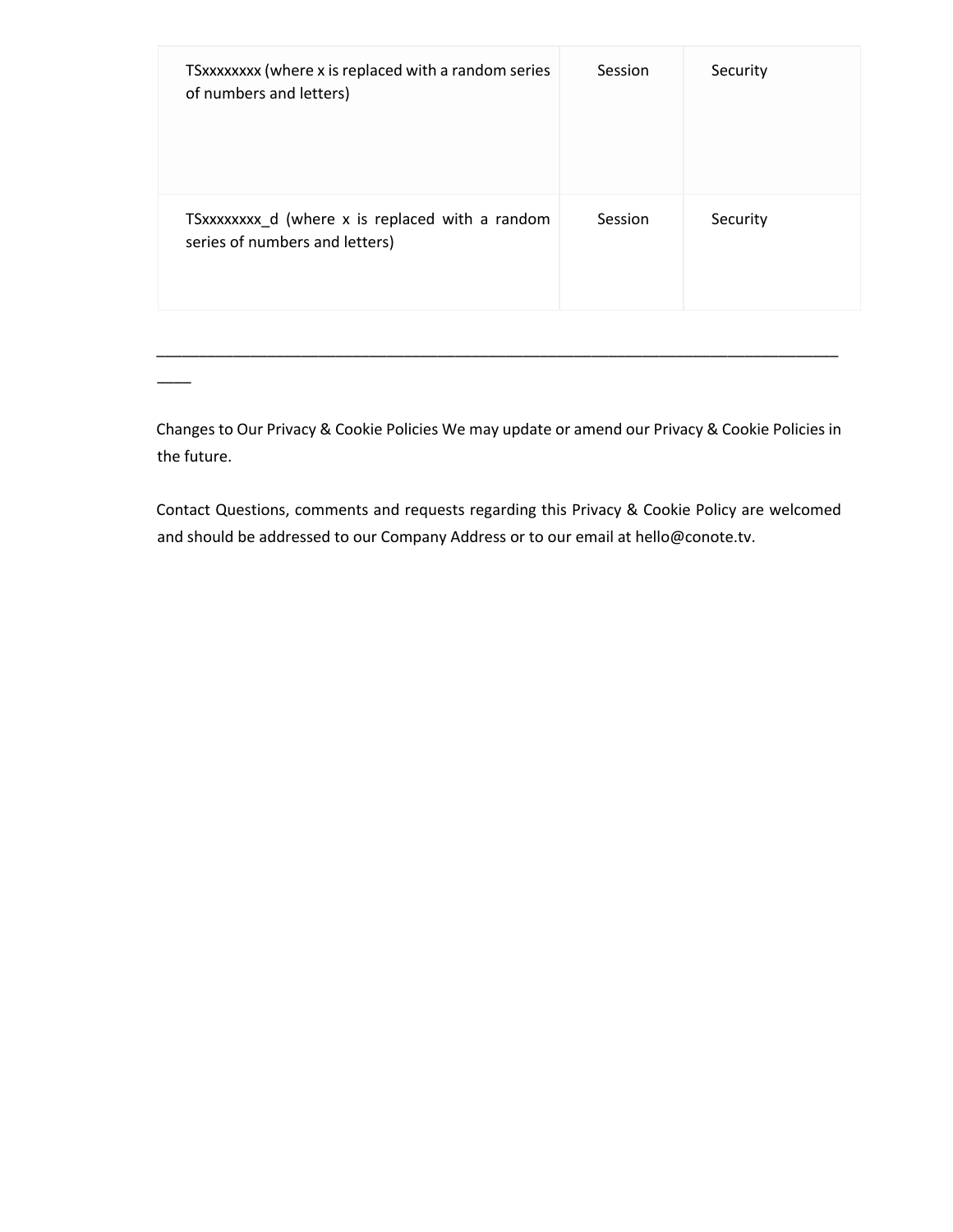| | | |
|---|---|---|
| TSxxxxxxxx (where x is replaced with a random series of numbers and letters) | Session | Security |
| TSxxxxxxxx_d (where x is replaced with a random series of numbers and letters) | Session | Security |

_______________________________________________________________________________
____

Changes to Our Privacy & Cookie Policies We may update or amend our Privacy & Cookie Policies in the future.

Contact Questions, comments and requests regarding this Privacy & Cookie Policy are welcomed and should be addressed to our Company Address or to our email at hello@conote.tv.